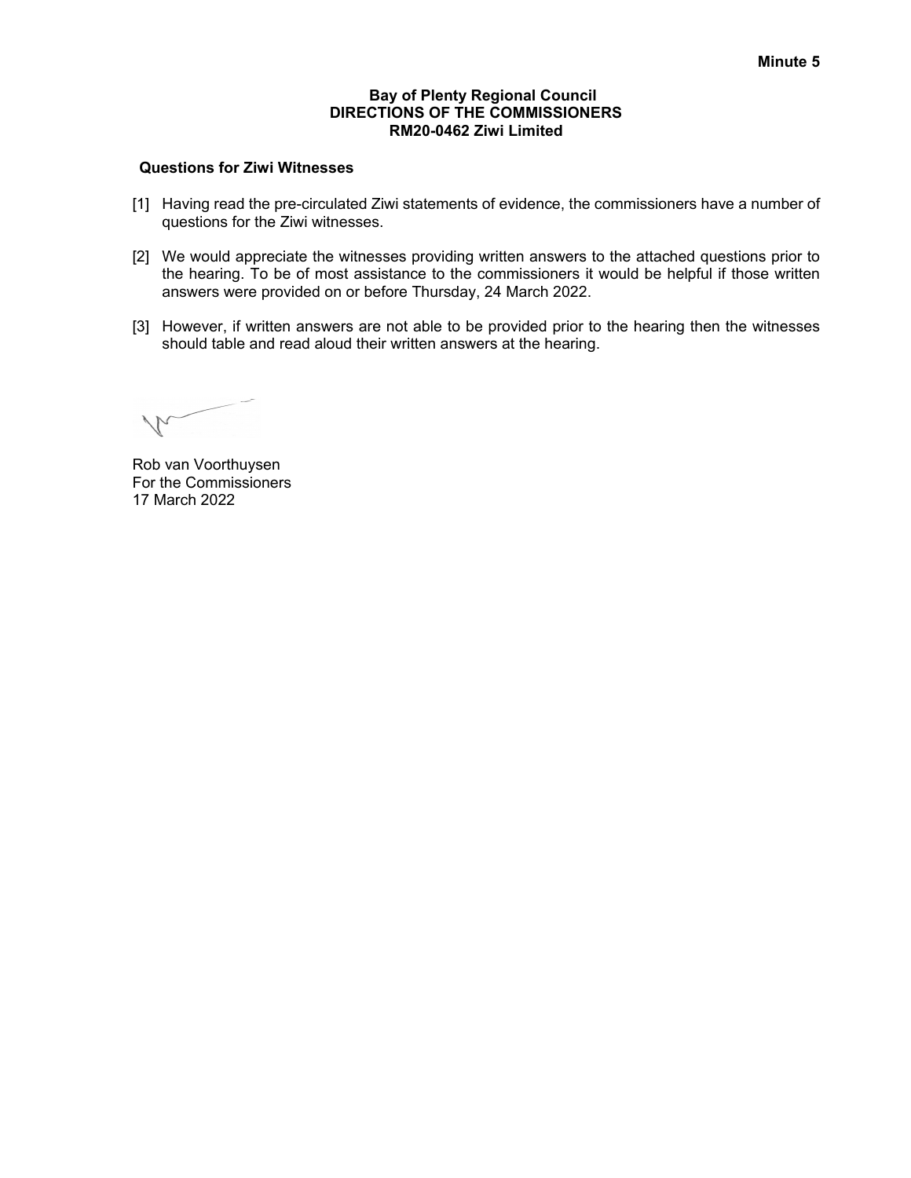**Minute 5**

**Bay of Plenty Regional Council**
**DIRECTIONS OF THE COMMISSIONERS**
**RM20-0462 Ziwi Limited**

**Questions for Ziwi Witnesses**

[1] Having read the pre-circulated Ziwi statements of evidence, the commissioners have a number of questions for the Ziwi witnesses.

[2] We would appreciate the witnesses providing written answers to the attached questions prior to the hearing. To be of most assistance to the commissioners it would be helpful if those written answers were provided on or before Thursday, 24 March 2022.

[3] However, if written answers are not able to be provided prior to the hearing then the witnesses should table and read aloud their written answers at the hearing.

Rob van Voorthuysen
For the Commissioners
17 March 2022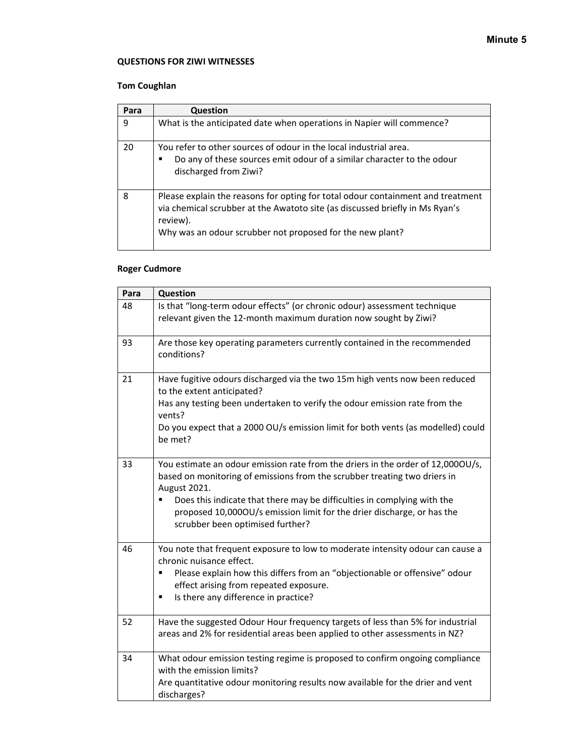**Minute 5**

**QUESTIONS FOR ZIWI WITNESSES**

**Tom Coughlan**

| Para | Question |
|---|---|
| 9 | What is the anticipated date when operations in Napier will commence? |
| 20 | You refer to other sources of odour in the local industrial area.<br>▪ Do any of these sources emit odour of a similar character to the odour discharged from Ziwi? |
| 8 | Please explain the reasons for opting for total odour containment and treatment via chemical scrubber at the Awatoto site (as discussed briefly in Ms Ryan's review).<br>Why was an odour scrubber not proposed for the new plant? |

**Roger Cudmore**

| Para | Question |
|---|---|
| 48 | Is that "long-term odour effects" (or chronic odour) assessment technique relevant given the 12-month maximum duration now sought by Ziwi? |
| 93 | Are those key operating parameters currently contained in the recommended conditions? |
| 21 | Have fugitive odours discharged via the two 15m high vents now been reduced to the extent anticipated?<br>Has any testing been undertaken to verify the odour emission rate from the vents?<br>Do you expect that a 2000 OU/s emission limit for both vents (as modelled) could be met? |
| 33 | You estimate an odour emission rate from the driers in the order of 12,000OU/s, based on monitoring of emissions from the scrubber treating two driers in August 2021.<br>▪ Does this indicate that there may be difficulties in complying with the proposed 10,000OU/s emission limit for the drier discharge, or has the scrubber been optimised further? |
| 46 | You note that frequent exposure to low to moderate intensity odour can cause a chronic nuisance effect.<br>▪ Please explain how this differs from an "objectionable or offensive" odour effect arising from repeated exposure.<br>▪ Is there any difference in practice? |
| 52 | Have the suggested Odour Hour frequency targets of less than 5% for industrial areas and 2% for residential areas been applied to other assessments in NZ? |
| 34 | What odour emission testing regime is proposed to confirm ongoing compliance with the emission limits?<br>Are quantitative odour monitoring results now available for the drier and vent discharges? |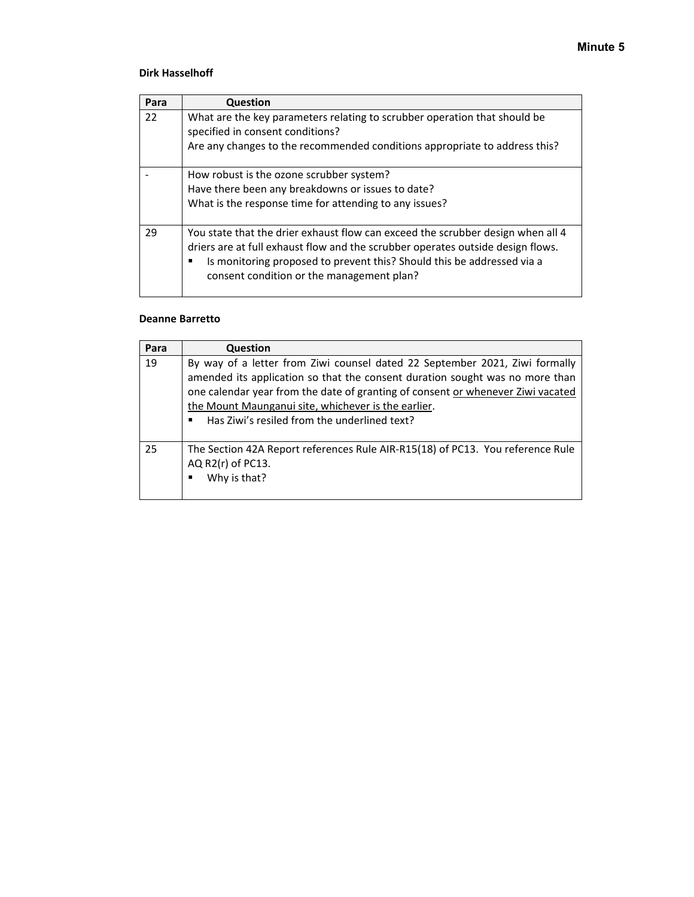**Dirk Hasselhoff**

| Para | Question |
|---|---|
| 22 | What are the key parameters relating to scrubber operation that should be specified in consent conditions?<br>Are any changes to the recommended conditions appropriate to address this? |
| - | How robust is the ozone scrubber system?<br>Have there been any breakdowns or issues to date?<br>What is the response time for attending to any issues? |
| 29 | You state that the drier exhaust flow can exceed the scrubber design when all 4 driers are at full exhaust flow and the scrubber operates outside design flows.<br>▪ Is monitoring proposed to prevent this? Should this be addressed via a consent condition or the management plan? |

**Deanne Barretto**

| Para | Question |
|---|---|
| 19 | By way of a letter from Ziwi counsel dated 22 September 2021, Ziwi formally amended its application so that the consent duration sought was no more than one calendar year from the date of granting of consent <u>or whenever Ziwi vacated the Mount Maunganui site, whichever is the earlier</u>.<br>▪ Has Ziwi's resiled from the underlined text? |
| 25 | The Section 42A Report references Rule AIR-R15(18) of PC13. You reference Rule AQ R2(r) of PC13.<br>▪ Why is that? |